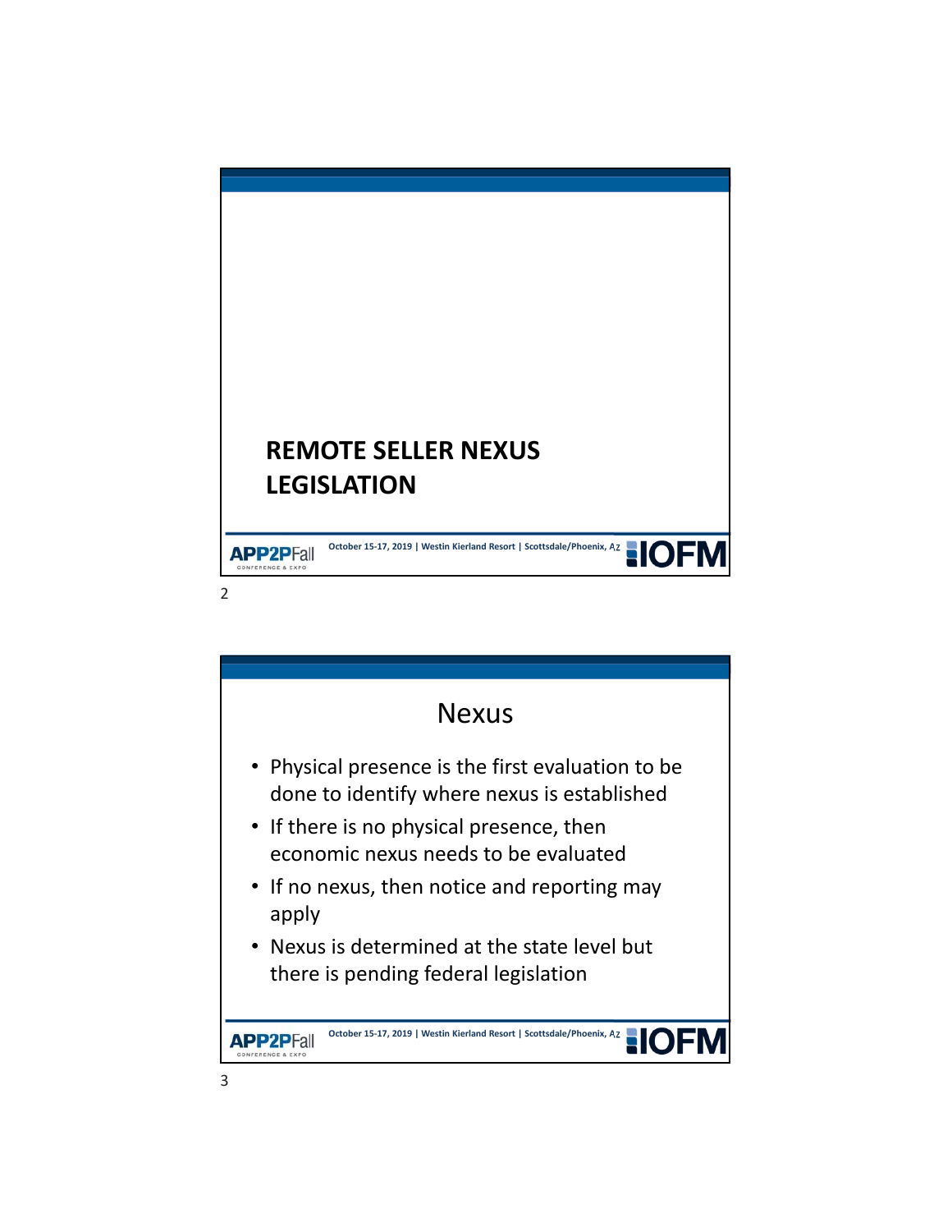# REMOTE SELLER NEXUS LEGISLATION

## Nexus

- Physical presence is the first evaluation to be done to identify where nexus is established
- If there is no physical presence, then economic nexus needs to be evaluated
- If no nexus, then notice and reporting may apply
- Nexus is determined at the state level but there is pending federal legislation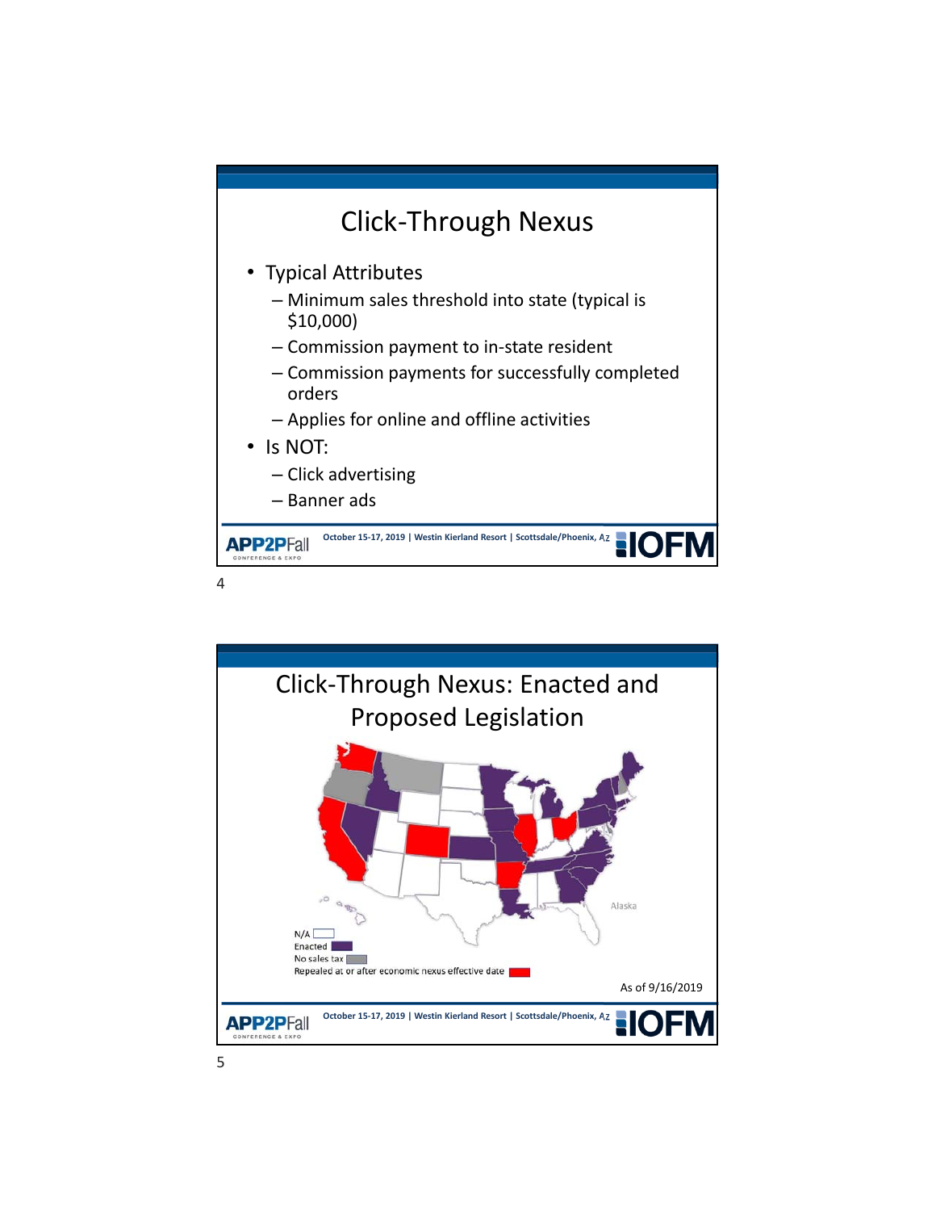# Click-Through Nexus

- Typical Attributes
  - Minimum sales threshold into state (typical is $10,000)
  - Commission payment to in-state resident
  - Commission payments for successfully completed orders
  - Applies for online and offline activities
- Is NOT:
  - Click advertising
  - Banner ads

# Click-Through Nexus: Enacted and Proposed Legislation

N/A
Enacted
No sales tax
Repealed at or after economic nexus effective date

Alaska

As of 9/16/2019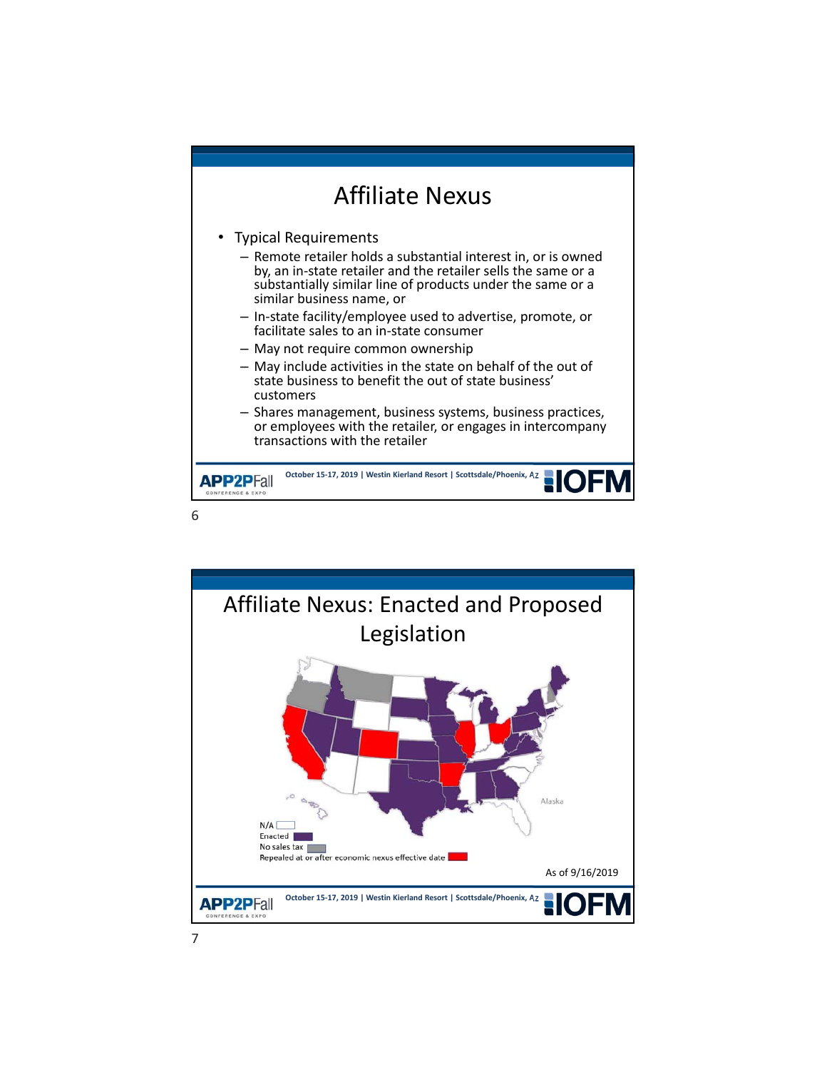# Affiliate Nexus

- Typical Requirements
  - Remote retailer holds a substantial interest in, or is owned by, an in-state retailer and the retailer sells the same or a substantially similar line of products under the same or a similar business name, or
  - In-state facility/employee used to advertise, promote, or facilitate sales to an in-state consumer
  - May not require common ownership
  - May include activities in the state on behalf of the out of state business to benefit the out of state business' customers
  - Shares management, business systems, business practices, or employees with the retailer, or engages in intercompany transactions with the retailer

# Affiliate Nexus: Enacted and Proposed Legislation

Alaska

N/A

Enacted

No sales tax

Repealed at or after economic nexus effective date

As of 9/16/2019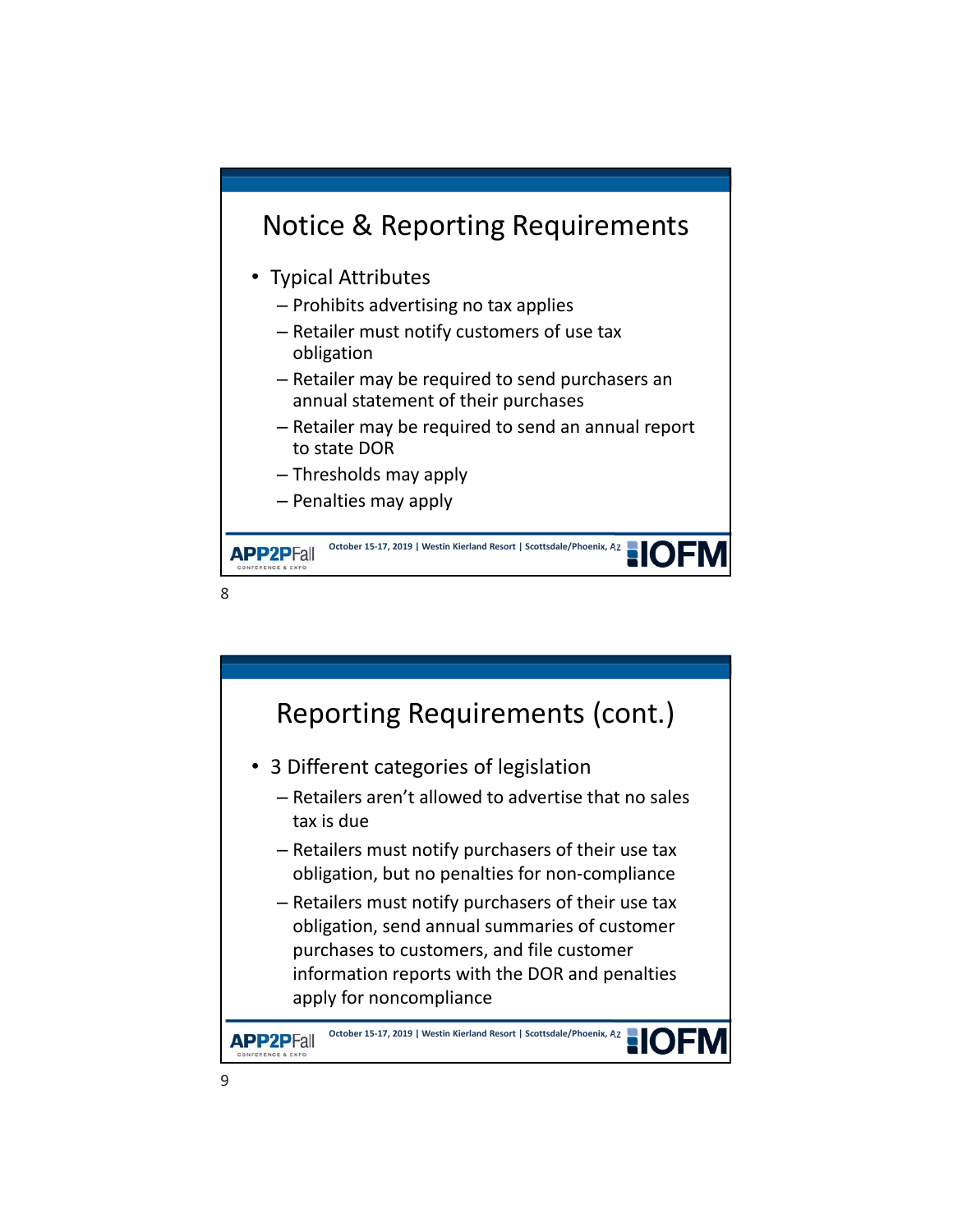## Notice & Reporting Requirements

- Typical Attributes
  - Prohibits advertising no tax applies
  - Retailer must notify customers of use tax obligation
  - Retailer may be required to send purchasers an annual statement of their purchases
  - Retailer may be required to send an annual report to state DOR
  - Thresholds may apply
  - Penalties may apply

## Reporting Requirements (cont.)

- 3 Different categories of legislation
  - Retailers aren't allowed to advertise that no sales tax is due
  - Retailers must notify purchasers of their use tax obligation, but no penalties for non-compliance
  - Retailers must notify purchasers of their use tax obligation, send annual summaries of customer purchases to customers, and file customer information reports with the DOR and penalties apply for noncompliance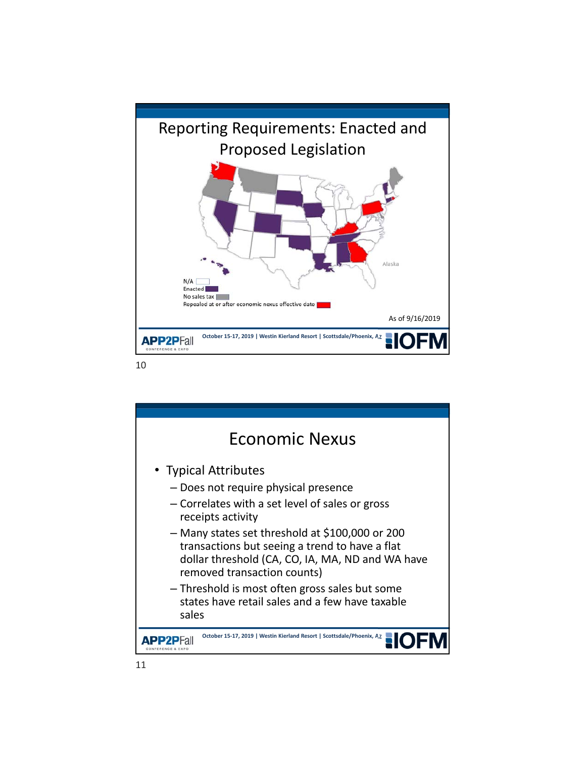## Reporting Requirements: Enacted and Proposed Legislation

N/A
Enacted
No sales tax
Repealed at or after economic nexus effective date

Alaska

As of 9/16/2019

## Economic Nexus

- Typical Attributes
  - Does not require physical presence
  - Correlates with a set level of sales or gross receipts activity
  - Many states set threshold at $100,000 or 200 transactions but seeing a trend to have a flat dollar threshold (CA, CO, IA, MA, ND and WA have removed transaction counts)
  - Threshold is most often gross sales but some states have retail sales and a few have taxable sales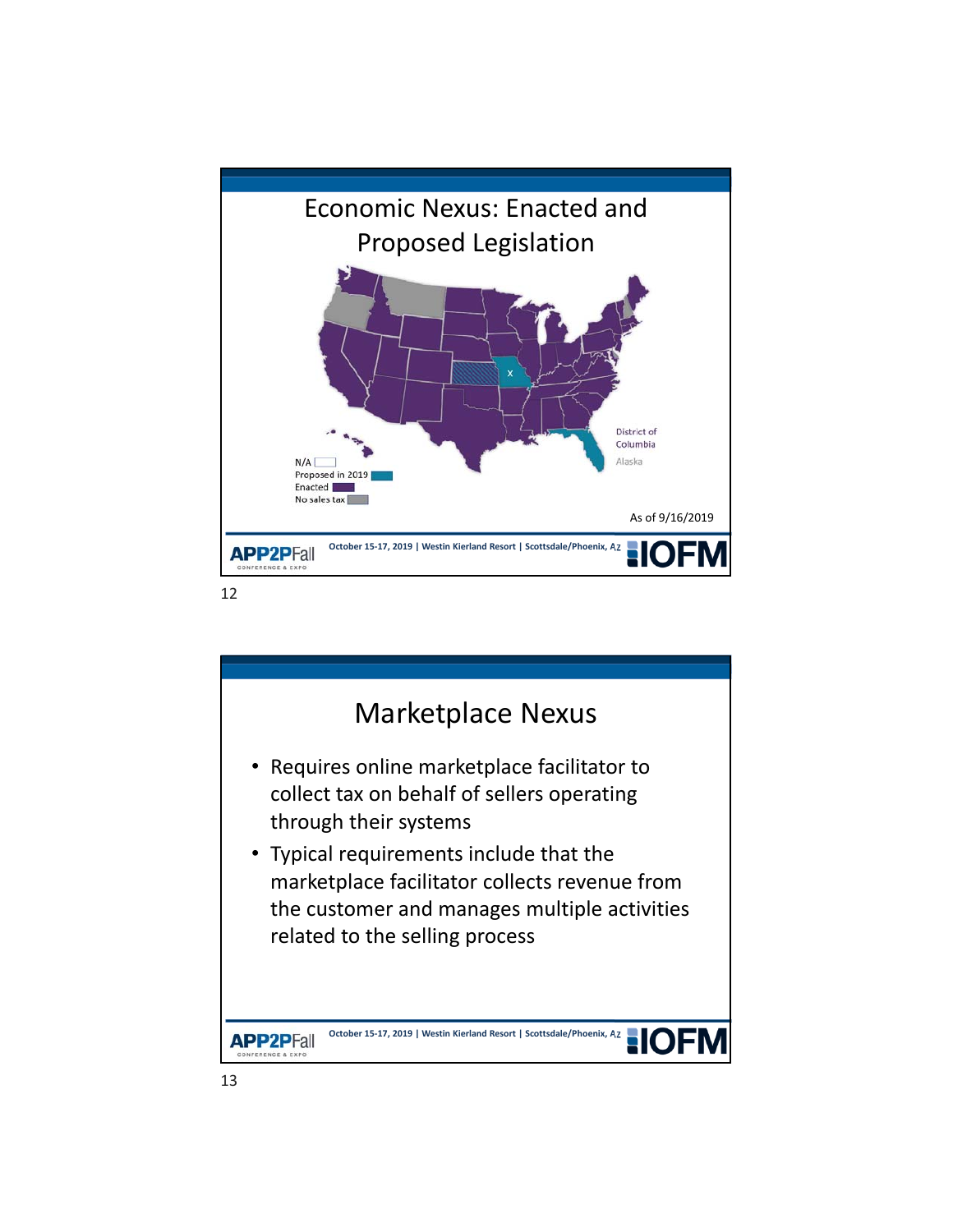# Economic Nexus: Enacted and Proposed Legislation

N/A

Proposed in 2019

Enacted

No sales tax

District of Columbia

Alaska

As of 9/16/2019

# Marketplace Nexus

- Requires online marketplace facilitator to collect tax on behalf of sellers operating through their systems
- Typical requirements include that the marketplace facilitator collects revenue from the customer and manages multiple activities related to the selling process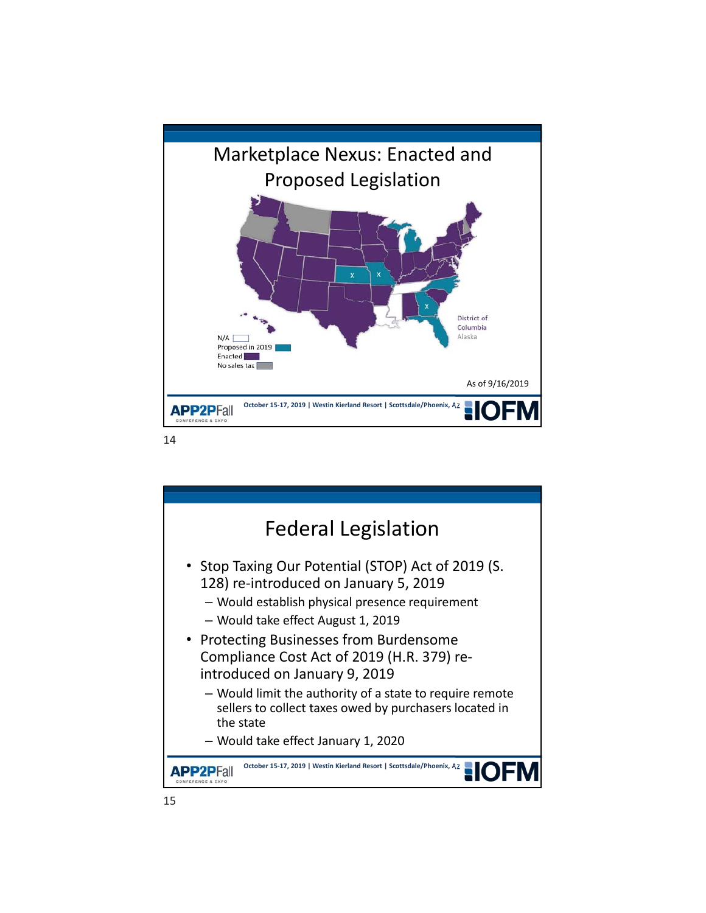## Marketplace Nexus: Enacted and Proposed Legislation

N/A
Proposed in 2019
Enacted
No sales tax

District of Columbia
Alaska

As of 9/16/2019

## Federal Legislation

- Stop Taxing Our Potential (STOP) Act of 2019 (S. 128) re-introduced on January 5, 2019
  - Would establish physical presence requirement
  - Would take effect August 1, 2019
- Protecting Businesses from Burdensome Compliance Cost Act of 2019 (H.R. 379) re-introduced on January 9, 2019
  - Would limit the authority of a state to require remote sellers to collect taxes owed by purchasers located in the state
  - Would take effect January 1, 2020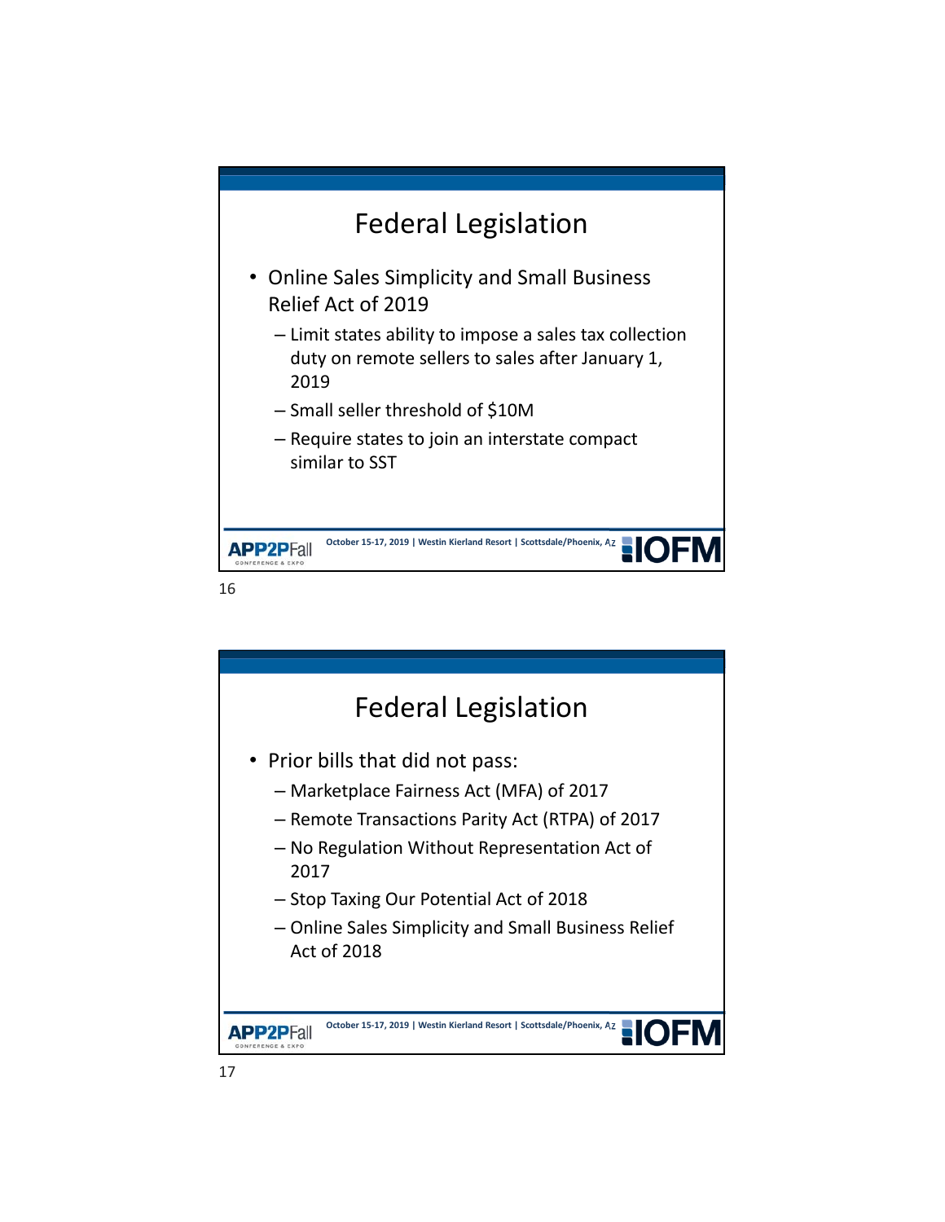## Federal Legislation

- Online Sales Simplicity and Small Business Relief Act of 2019
  - Limit states ability to impose a sales tax collection duty on remote sellers to sales after January 1, 2019
  - Small seller threshold of $10M
  - Require states to join an interstate compact similar to SST

## Federal Legislation

- Prior bills that did not pass:
  - Marketplace Fairness Act (MFA) of 2017
  - Remote Transactions Parity Act (RTPA) of 2017
  - No Regulation Without Representation Act of 2017
  - Stop Taxing Our Potential Act of 2018
  - Online Sales Simplicity and Small Business Relief Act of 2018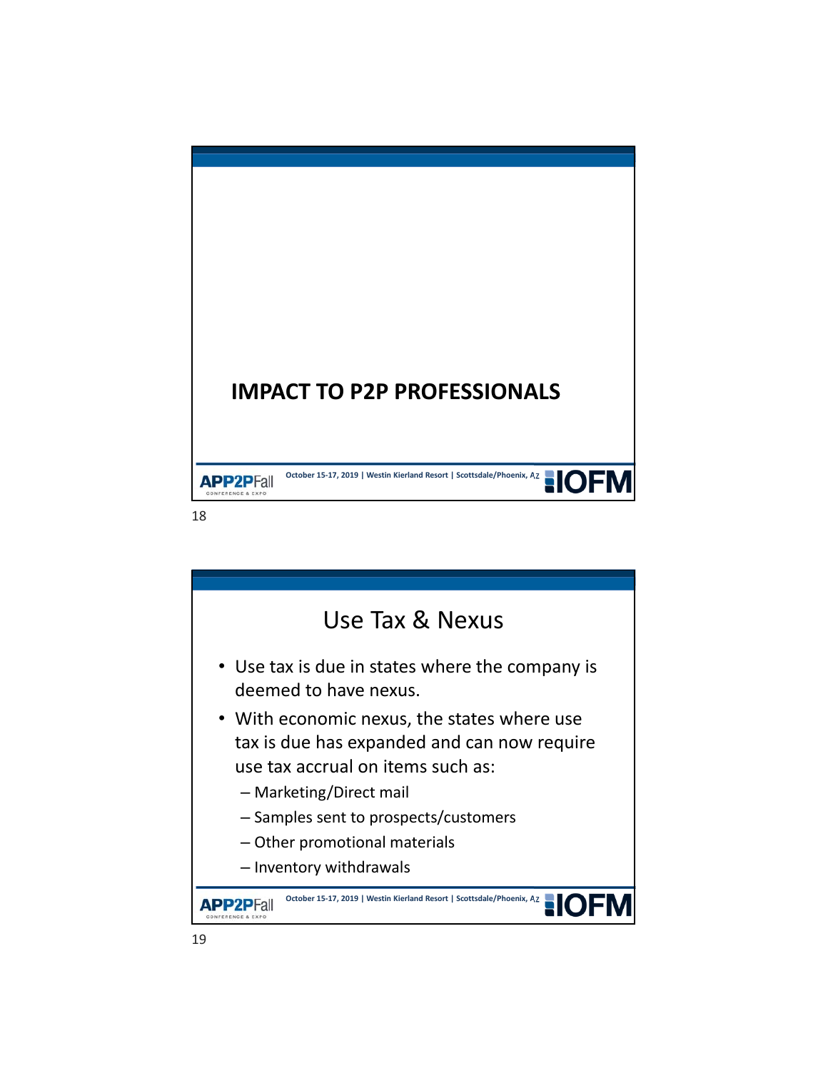# IMPACT TO P2P PROFESSIONALS

## Use Tax & Nexus

- Use tax is due in states where the company is deemed to have nexus.
- With economic nexus, the states where use tax is due has expanded and can now require use tax accrual on items such as:
  - Marketing/Direct mail
  - Samples sent to prospects/customers
  - Other promotional materials
  - Inventory withdrawals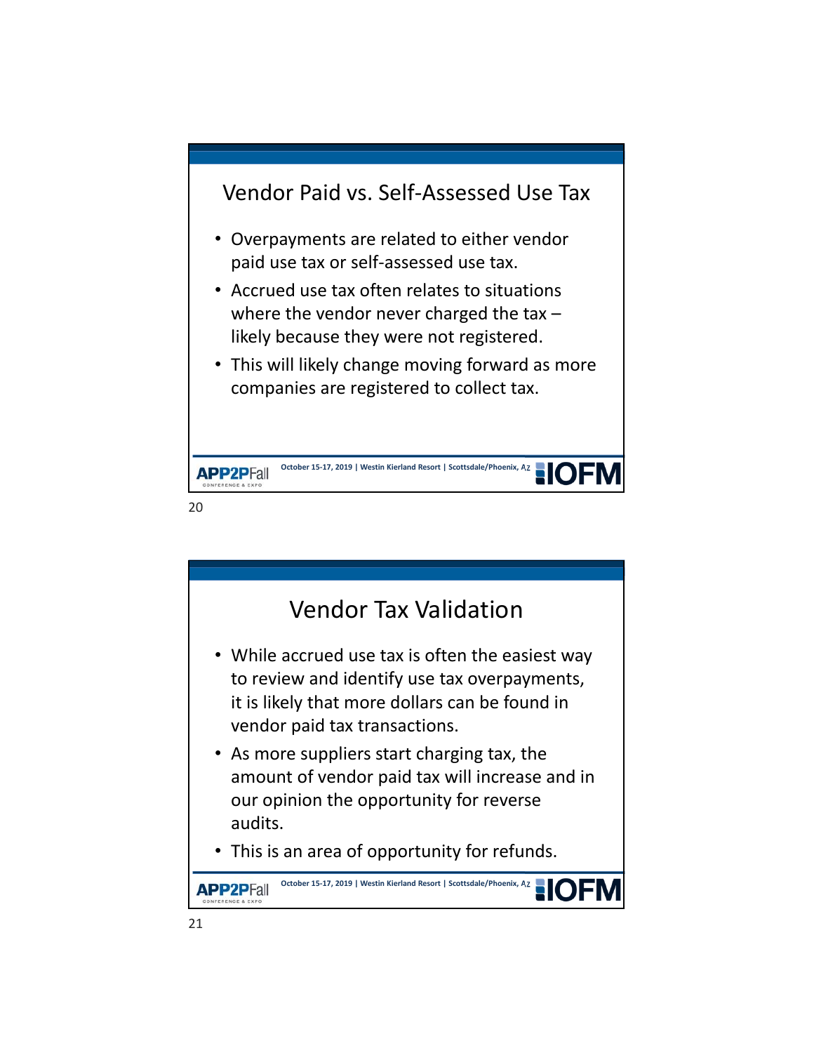## Vendor Paid vs. Self-Assessed Use Tax

- Overpayments are related to either vendor paid use tax or self-assessed use tax.
- Accrued use tax often relates to situations where the vendor never charged the tax – likely because they were not registered.
- This will likely change moving forward as more companies are registered to collect tax.

## Vendor Tax Validation

- While accrued use tax is often the easiest way to review and identify use tax overpayments, it is likely that more dollars can be found in vendor paid tax transactions.
- As more suppliers start charging tax, the amount of vendor paid tax will increase and in our opinion the opportunity for reverse audits.
- This is an area of opportunity for refunds.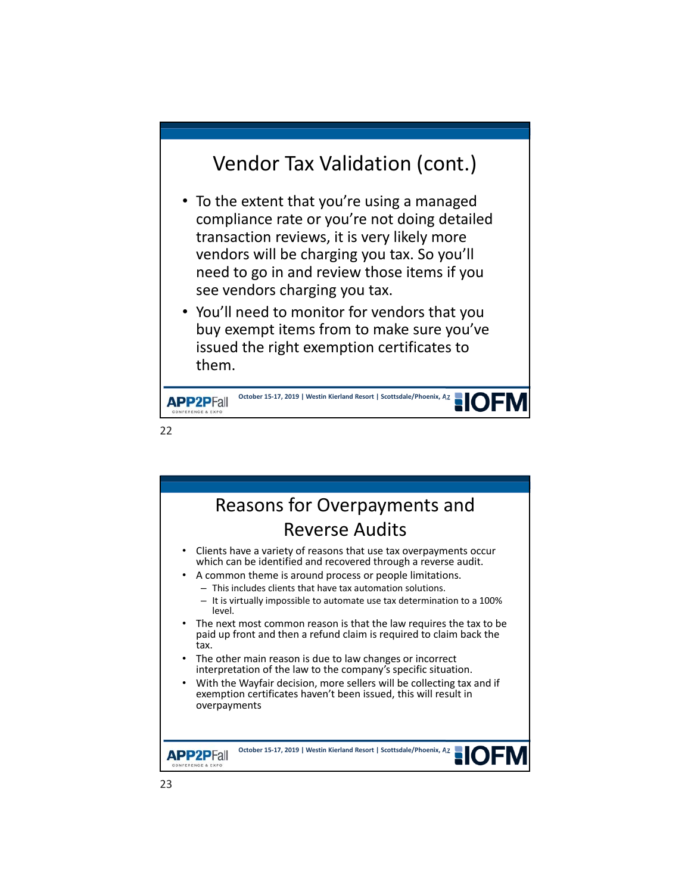# Vendor Tax Validation (cont.)

- To the extent that you're using a managed compliance rate or you're not doing detailed transaction reviews, it is very likely more vendors will be charging you tax. So you'll need to go in and review those items if you see vendors charging you tax.
- You'll need to monitor for vendors that you buy exempt items from to make sure you've issued the right exemption certificates to them.

# Reasons for Overpayments and Reverse Audits

- Clients have a variety of reasons that use tax overpayments occur which can be identified and recovered through a reverse audit.
- A common theme is around process or people limitations.
  - This includes clients that have tax automation solutions.
  - It is virtually impossible to automate use tax determination to a 100% level.
- The next most common reason is that the law requires the tax to be paid up front and then a refund claim is required to claim back the tax.
- The other main reason is due to law changes or incorrect interpretation of the law to the company's specific situation.
- With the Wayfair decision, more sellers will be collecting tax and if exemption certificates haven't been issued, this will result in overpayments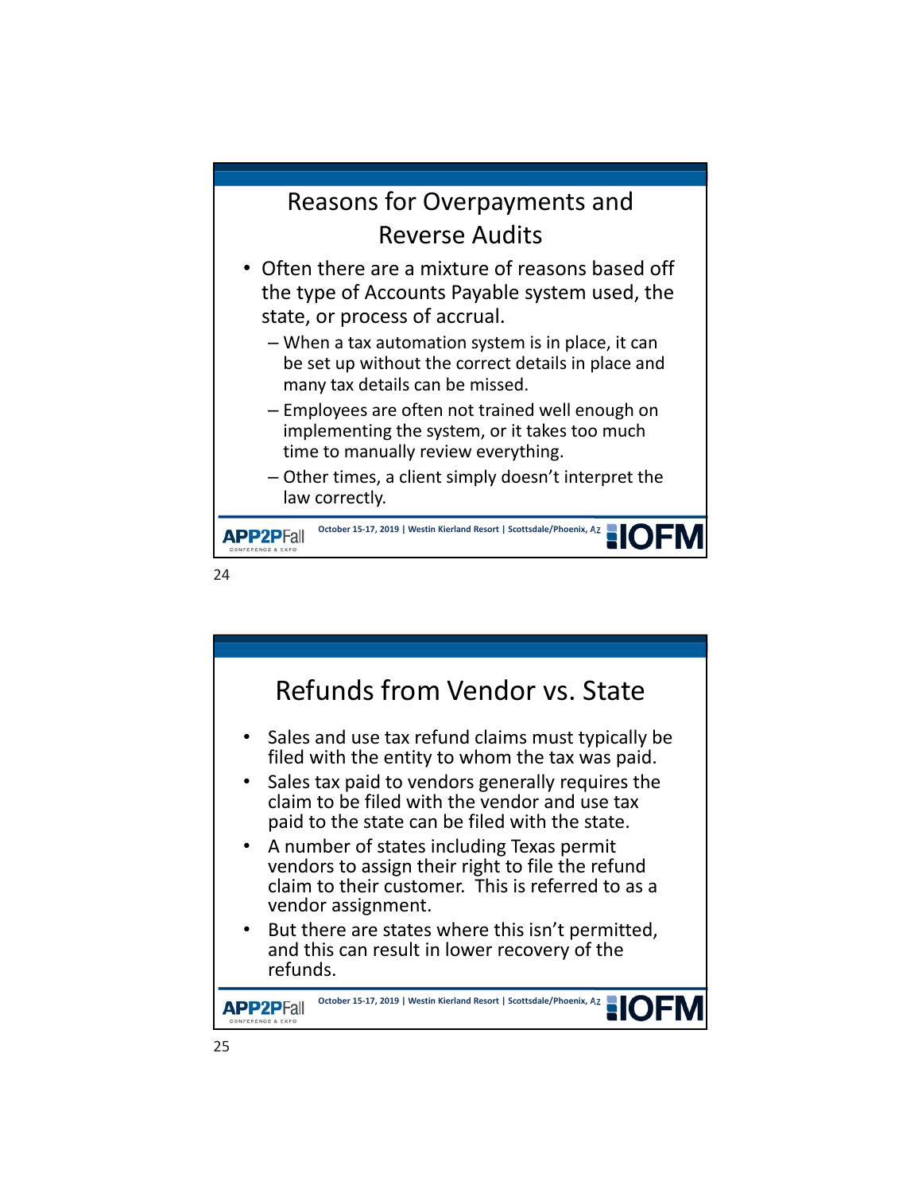## Reasons for Overpayments and Reverse Audits

- Often there are a mixture of reasons based off the type of Accounts Payable system used, the state, or process of accrual.
  - When a tax automation system is in place, it can be set up without the correct details in place and many tax details can be missed.
  - Employees are often not trained well enough on implementing the system, or it takes too much time to manually review everything.
  - Other times, a client simply doesn't interpret the law correctly.

## Refunds from Vendor vs. State

- Sales and use tax refund claims must typically be filed with the entity to whom the tax was paid.
- Sales tax paid to vendors generally requires the claim to be filed with the vendor and use tax paid to the state can be filed with the state.
- A number of states including Texas permit vendors to assign their right to file the refund claim to their customer. This is referred to as a vendor assignment.
- But there are states where this isn't permitted, and this can result in lower recovery of the refunds.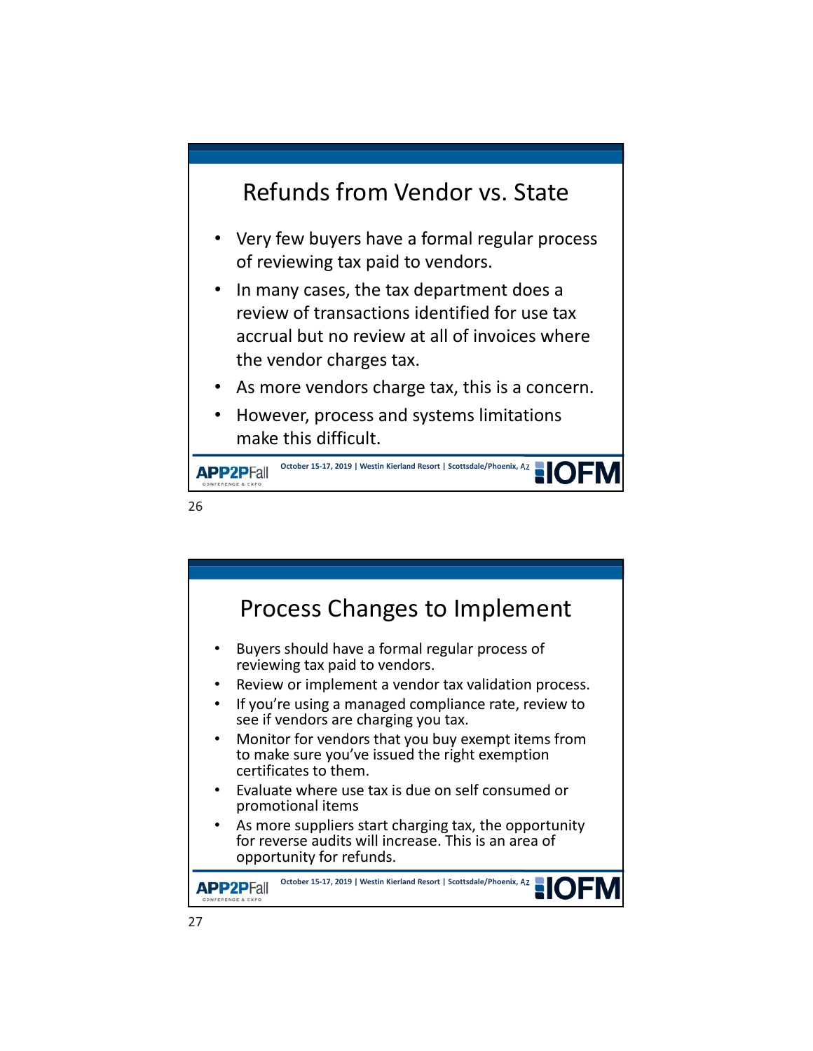## Refunds from Vendor vs. State

- Very few buyers have a formal regular process of reviewing tax paid to vendors.
- In many cases, the tax department does a review of transactions identified for use tax accrual but no review at all of invoices where the vendor charges tax.
- As more vendors charge tax, this is a concern.
- However, process and systems limitations make this difficult.

## Process Changes to Implement

- Buyers should have a formal regular process of reviewing tax paid to vendors.
- Review or implement a vendor tax validation process.
- If you're using a managed compliance rate, review to see if vendors are charging you tax.
- Monitor for vendors that you buy exempt items from to make sure you've issued the right exemption certificates to them.
- Evaluate where use tax is due on self consumed or promotional items
- As more suppliers start charging tax, the opportunity for reverse audits will increase. This is an area of opportunity for refunds.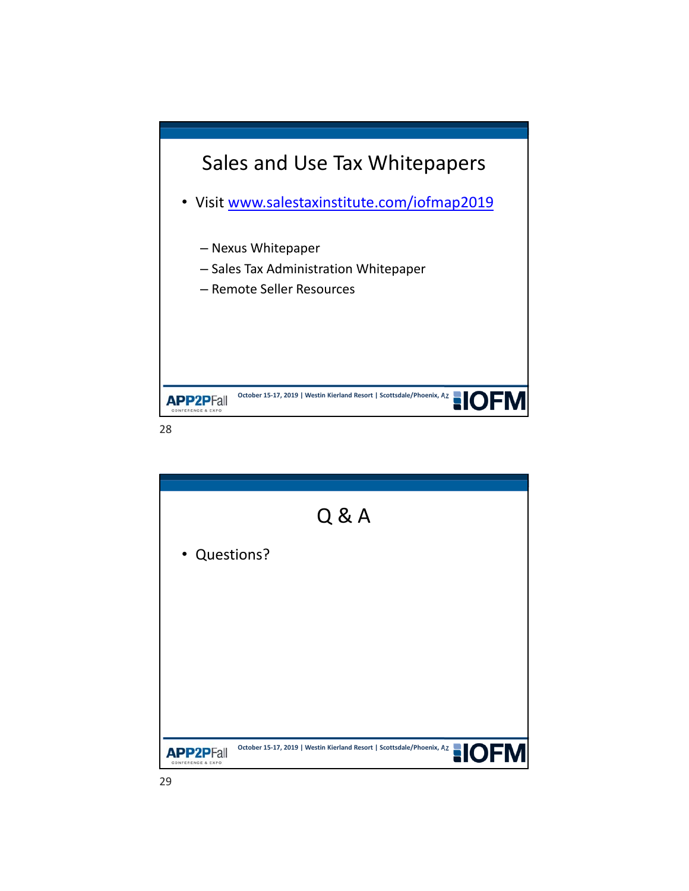## Sales and Use Tax Whitepapers

- Visit [www.salestaxinstitute.com/iofmap2019](www.salestaxinstitute.com/iofmap2019)
  - Nexus Whitepaper
  - Sales Tax Administration Whitepaper
  - Remote Seller Resources

## Q & A

- Questions?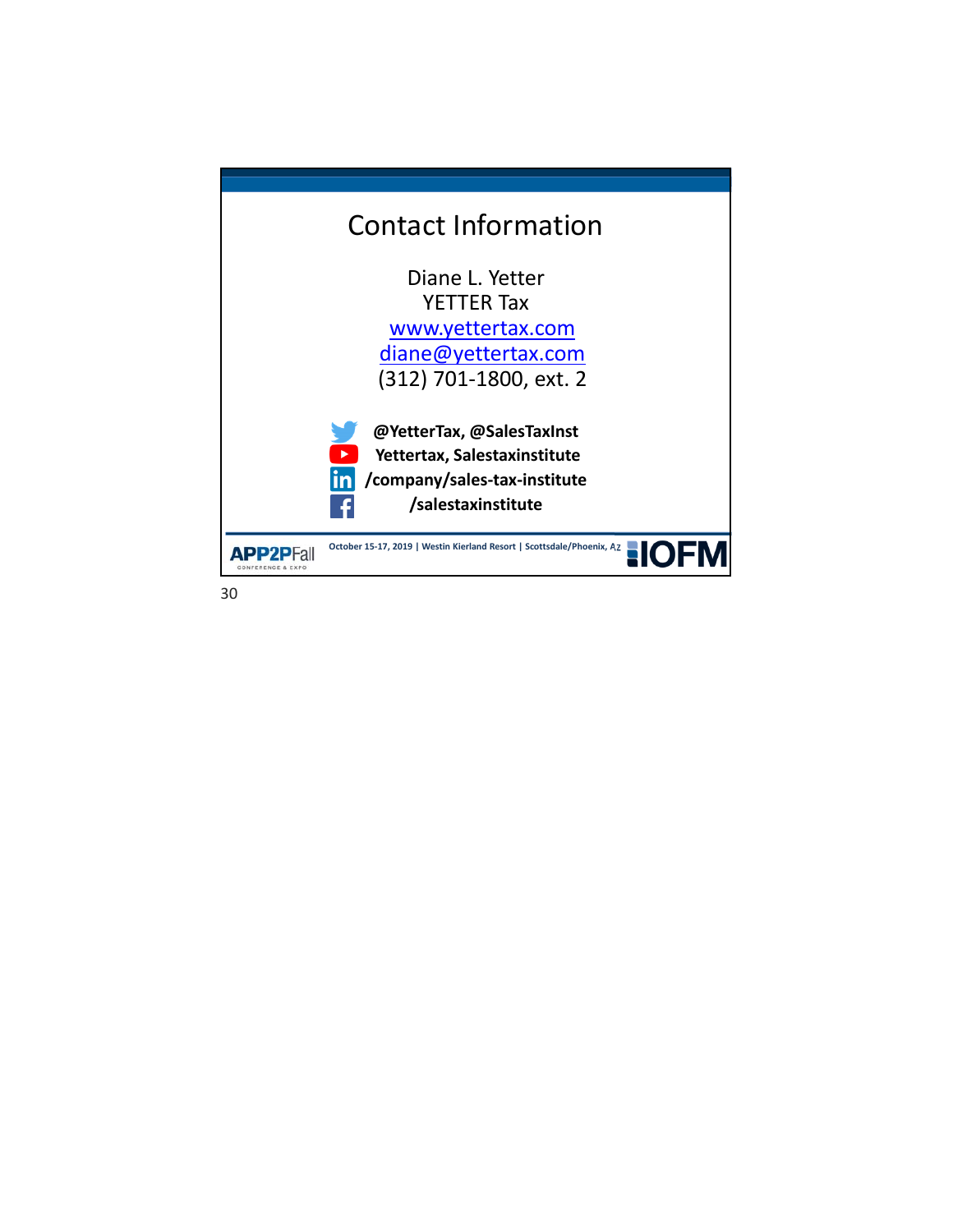# Contact Information

Diane L. Yetter
YETTER Tax
www.yettertax.com
diane@yettertax.com
(312) 701-1800, ext. 2

**@YetterTax, @SalesTaxInst**
**Yettertax, Salestaxinstitute**
**/company/sales-tax-institute**
**/salestaxinstitute**